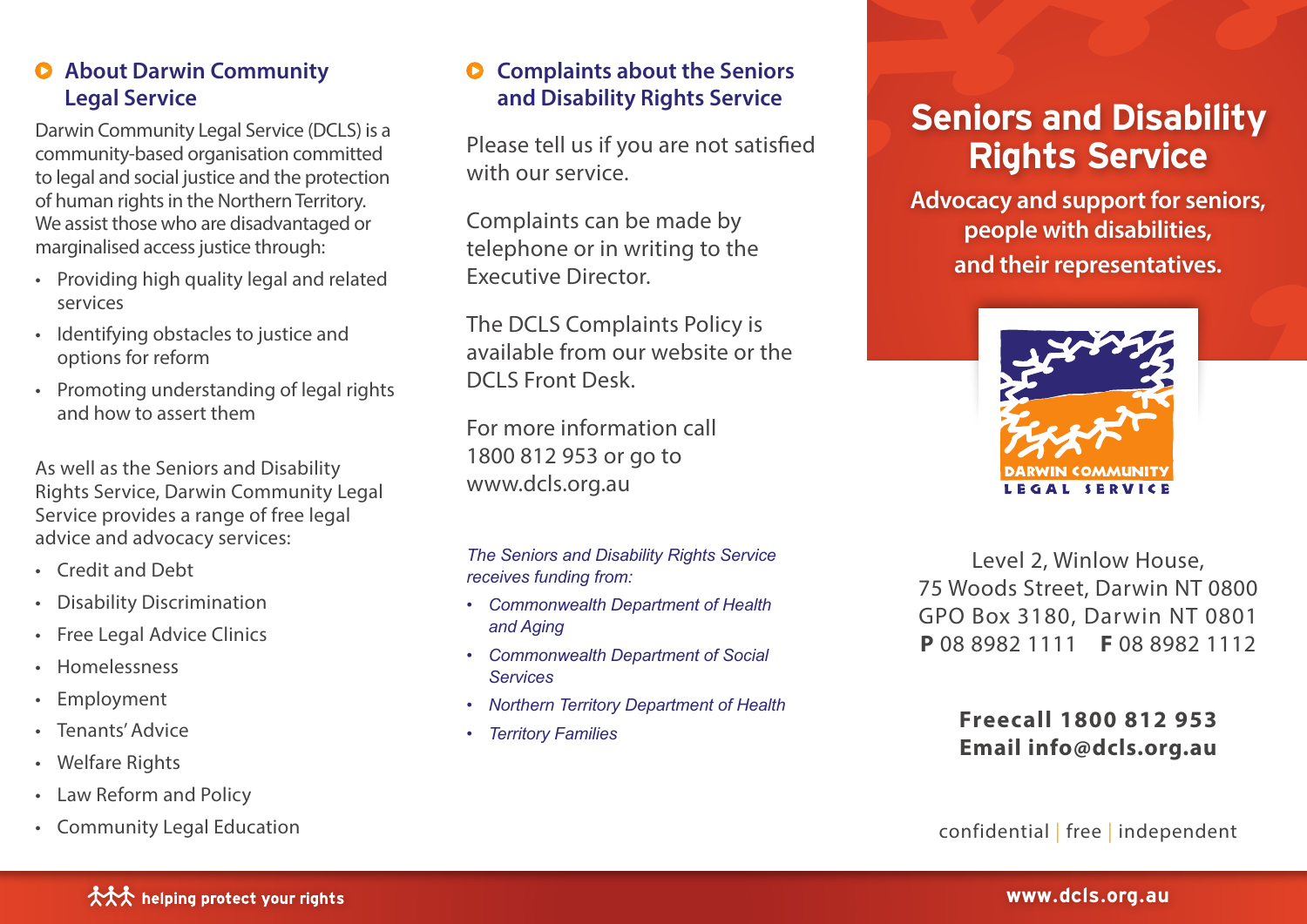## About Darwin Community Legal Service

Darwin Community Legal Service (DCLS) is a community-based organisation committed to legal and social justice and the protection of human rights in the Northern Territory. We assist those who are disadvantaged or marginalised access justice through:

- Providing high quality legal and related services
- Identifying obstacles to justice and options for reform
- Promoting understanding of legal rights and how to assert them

As well as the Seniors and Disability Rights Service, Darwin Community Legal Service provides a range of free legal advice and advocacy services:

- Credit and Debt
- Disability Discrimination
- Free Legal Advice Clinics
- Homelessness
- Employment
- Tenants' Advice
- Welfare Rights
- Law Reform and Policy
- Community Legal Education

## Complaints about the Seniors and Disability Rights Service

Please tell us if you are not satisfied with our service.

Complaints can be made by telephone or in writing to the Executive Director.

The DCLS Complaints Policy is available from our website or the DCLS Front Desk.

For more information call 1800 812 953 or go to www.dcls.org.au

*The Seniors and Disability Rights Service receives funding from:*

- *Commonwealth Department of Health and Aging*
- *Commonwealth Department of Social Services*
- *Northern Territory Department of Health*
- *Territory Families*

# Seniors and Disability Rights Service

**Advocacy and support for seniors, people with disabilities, and their representatives.**

DARWIN COMMUNITY LEGAL SERVICE

Level 2, Winlow House,
75 Woods Street, Darwin NT 0800
GPO Box 3180, Darwin NT 0801
**P** 08 8982 1111 **F** 08 8982 1112

**Freecall 1800 812 953**
**Email info@dcls.org.au**

confidential | free | independent

helping protect your rights

www.dcls.org.au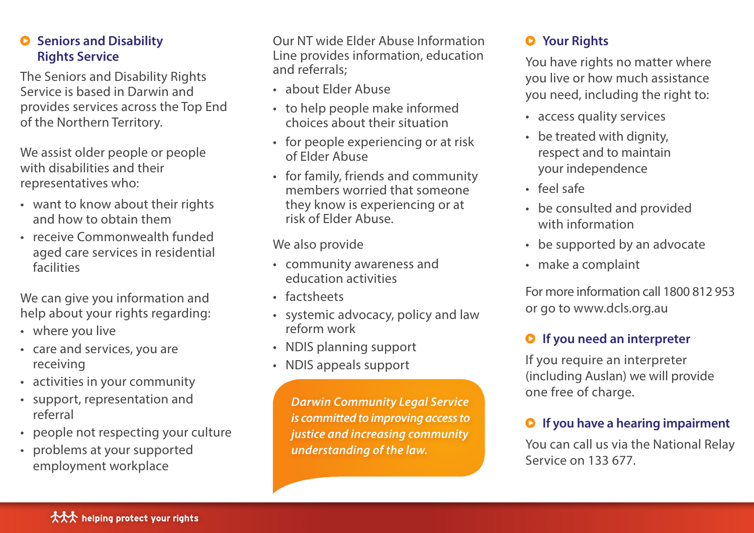## Seniors and Disability Rights Service

The Seniors and Disability Rights Service is based in Darwin and provides services across the Top End of the Northern Territory.

We assist older people or people with disabilities and their representatives who:

- want to know about their rights and how to obtain them
- receive Commonwealth funded aged care services in residential facilities

We can give you information and help about your rights regarding:

- where you live
- care and services, you are receiving
- activities in your community
- support, representation and referral
- people not respecting your culture
- problems at your supported employment workplace

Our NT wide Elder Abuse Information Line provides information, education and referrals;

- about Elder Abuse
- to help people make informed choices about their situation
- for people experiencing or at risk of Elder Abuse
- for family, friends and community members worried that someone they know is experiencing or at risk of Elder Abuse.

We also provide

- community awareness and education activities
- factsheets
- systemic advocacy, policy and law reform work
- NDIS planning support
- NDIS appeals support

***Darwin Community Legal Service is committed to improving access to justice and increasing community understanding of the law.***

## Your Rights

You have rights no matter where you live or how much assistance you need, including the right to:

- access quality services
- be treated with dignity, respect and to maintain your independence
- feel safe
- be consulted and provided with information
- be supported by an advocate
- make a complaint

For more information call 1800 812 953 or go to www.dcls.org.au

## If you need an interpreter

If you require an interpreter (including Auslan) we will provide one free of charge.

## If you have a hearing impairment

You can call us via the National Relay Service on 133 677.

helping protect your rights